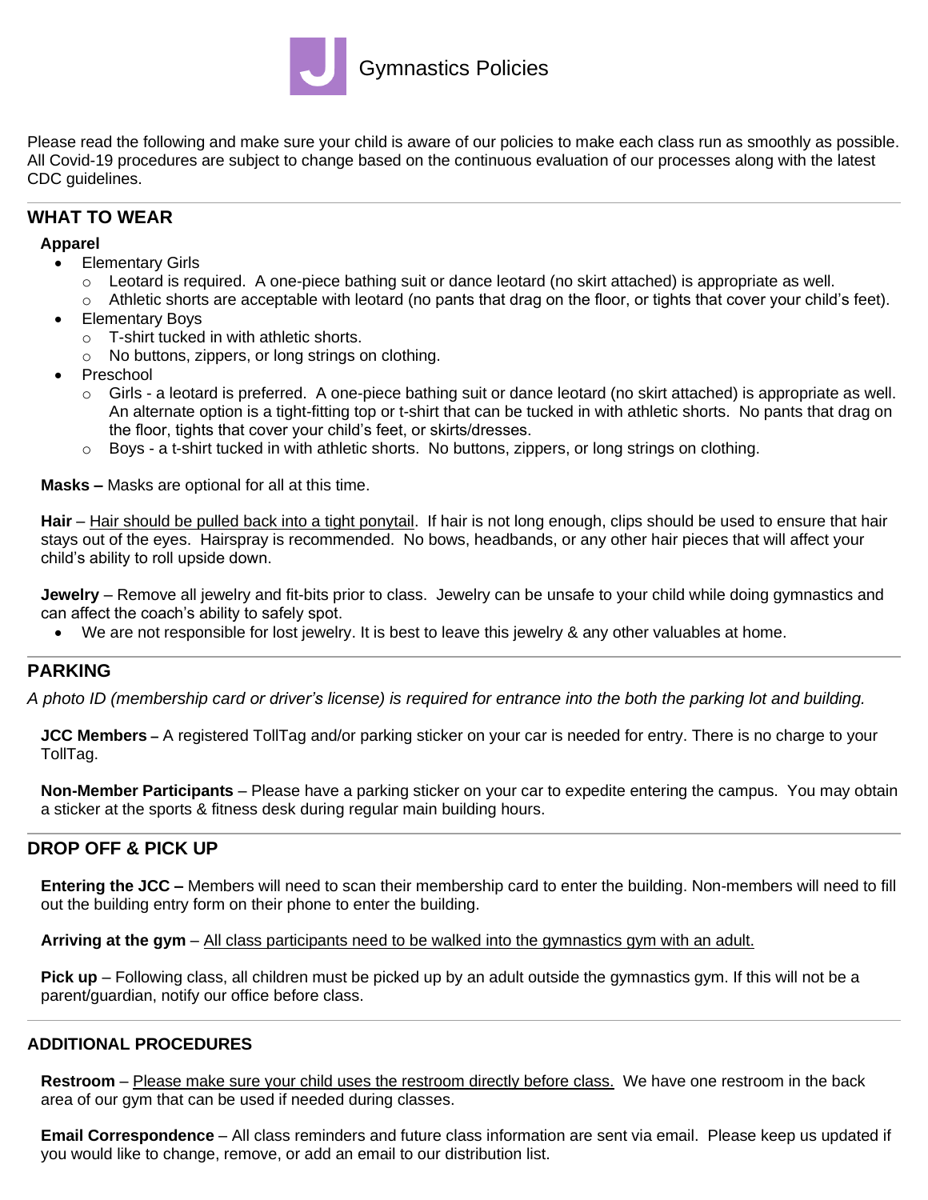# Gymnastics Policies

Please read the following and make sure your child is aware of our policies to make each class run as smoothly as possible. All Covid-19 procedures are subject to change based on the continuous evaluation of our processes along with the latest CDC guidelines.

---

## WHAT TO WEAR

**Apparel**

- Elementary Girls
  - Leotard is required. A one-piece bathing suit or dance leotard (no skirt attached) is appropriate as well.
  - Athletic shorts are acceptable with leotard (no pants that drag on the floor, or tights that cover your child's feet).
- Elementary Boys
  - T-shirt tucked in with athletic shorts.
  - No buttons, zippers, or long strings on clothing.
- Preschool
  - Girls - a leotard is preferred. A one-piece bathing suit or dance leotard (no skirt attached) is appropriate as well. An alternate option is a tight-fitting top or t-shirt that can be tucked in with athletic shorts. No pants that drag on the floor, tights that cover your child's feet, or skirts/dresses.
  - Boys - a t-shirt tucked in with athletic shorts. No buttons, zippers, or long strings on clothing.

**Masks –** Masks are optional for all at this time.

**Hair** – Hair should be pulled back into a tight ponytail. If hair is not long enough, clips should be used to ensure that hair stays out of the eyes. Hairspray is recommended. No bows, headbands, or any other hair pieces that will affect your child's ability to roll upside down.

**Jewelry** – Remove all jewelry and fit-bits prior to class. Jewelry can be unsafe to your child while doing gymnastics and can affect the coach's ability to safely spot.

- We are not responsible for lost jewelry. It is best to leave this jewelry & any other valuables at home.

---

## PARKING

*A photo ID (membership card or driver's license) is required for entrance into the both the parking lot and building.*

**JCC Members –** A registered TollTag and/or parking sticker on your car is needed for entry. There is no charge to your TollTag.

**Non-Member Participants** – Please have a parking sticker on your car to expedite entering the campus. You may obtain a sticker at the sports & fitness desk during regular main building hours.

---

## DROP OFF & PICK UP

**Entering the JCC –** Members will need to scan their membership card to enter the building. Non-members will need to fill out the building entry form on their phone to enter the building.

**Arriving at the gym** – All class participants need to be walked into the gymnastics gym with an adult.

**Pick up** – Following class, all children must be picked up by an adult outside the gymnastics gym. If this will not be a parent/guardian, notify our office before class.

---

## ADDITIONAL PROCEDURES

**Restroom** – Please make sure your child uses the restroom directly before class. We have one restroom in the back area of our gym that can be used if needed during classes.

**Email Correspondence** – All class reminders and future class information are sent via email. Please keep us updated if you would like to change, remove, or add an email to our distribution list.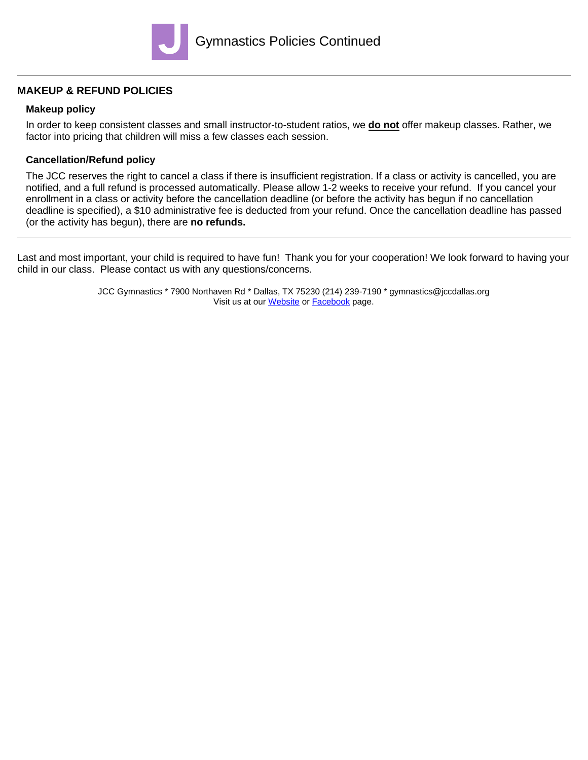# Gymnastics Policies Continued

## MAKEUP & REFUND POLICIES

### Makeup policy

In order to keep consistent classes and small instructor-to-student ratios, we **do not** offer makeup classes. Rather, we factor into pricing that children will miss a few classes each session.

### Cancellation/Refund policy

The JCC reserves the right to cancel a class if there is insufficient registration. If a class or activity is cancelled, you are notified, and a full refund is processed automatically. Please allow 1-2 weeks to receive your refund. If you cancel your enrollment in a class or activity before the cancellation deadline (or before the activity has begun if no cancellation deadline is specified), a $10 administrative fee is deducted from your refund. Once the cancellation deadline has passed (or the activity has begun), there are **no refunds.**

---

Last and most important, your child is required to have fun! Thank you for your cooperation! We look forward to having your child in our class. Please contact us with any questions/concerns.

JCC Gymnastics * 7900 Northaven Rd * Dallas, TX 75230 (214) 239-7190 * gymnastics@jccdallas.org
Visit us at our Website or Facebook page.